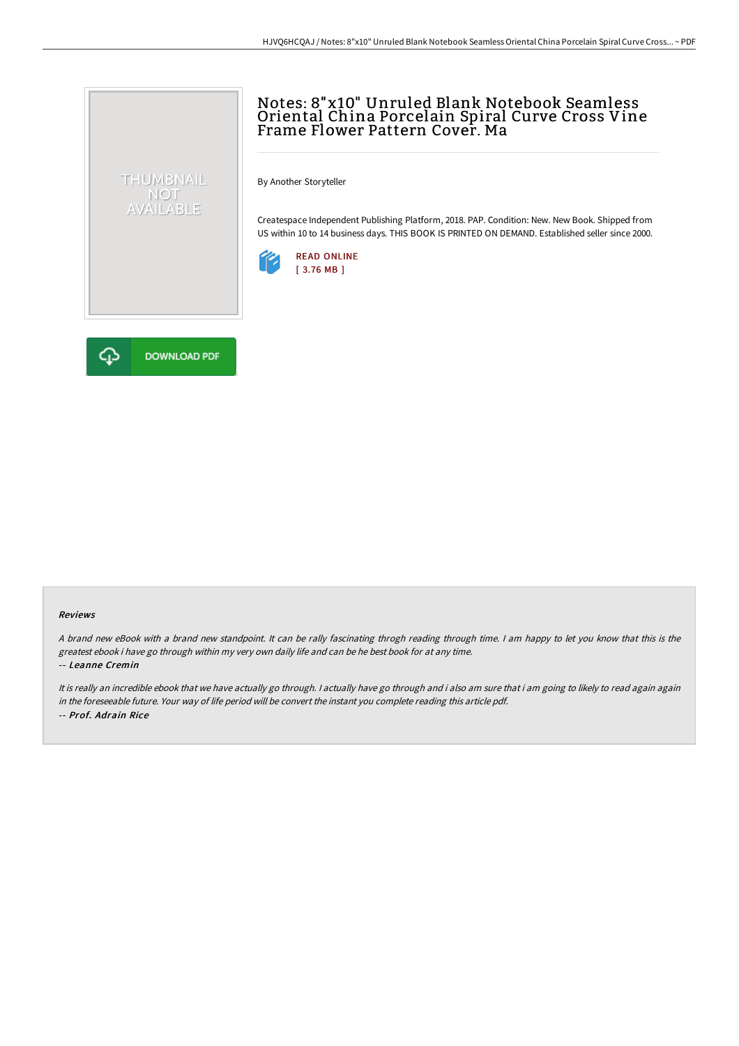# Notes: 8"x10" Unruled Blank Notebook Seamless Oriental China Porcelain Spiral Curve Cross Vine Frame Flower Pattern Cover. Ma

THUMBNAIL NOT AVAILABLE

By Another Storyteller

Createspace Independent Publishing Platform, 2018. PAP. Condition: New. New Book. Shipped from US within 10 to 14 business days. THIS BOOK IS PRINTED ON DEMAND. Established seller since 2000.

READ ONLINE
[ 3.76 MB ]

DOWNLOAD PDF

### Reviews

*A brand new eBook with a brand new standpoint. It can be rally fascinating throgh reading through time. I am happy to let you know that this is the greatest ebook i have go through within my very own daily life and can be he best book for at any time.*

*-- Leanne Cremin*

*It is really an incredible ebook that we have actually go through. I actually have go through and i also am sure that i am going to likely to read again again in the foreseeable future. Your way of life period will be convert the instant you complete reading this article pdf.*

*-- Prof. Adrain Rice*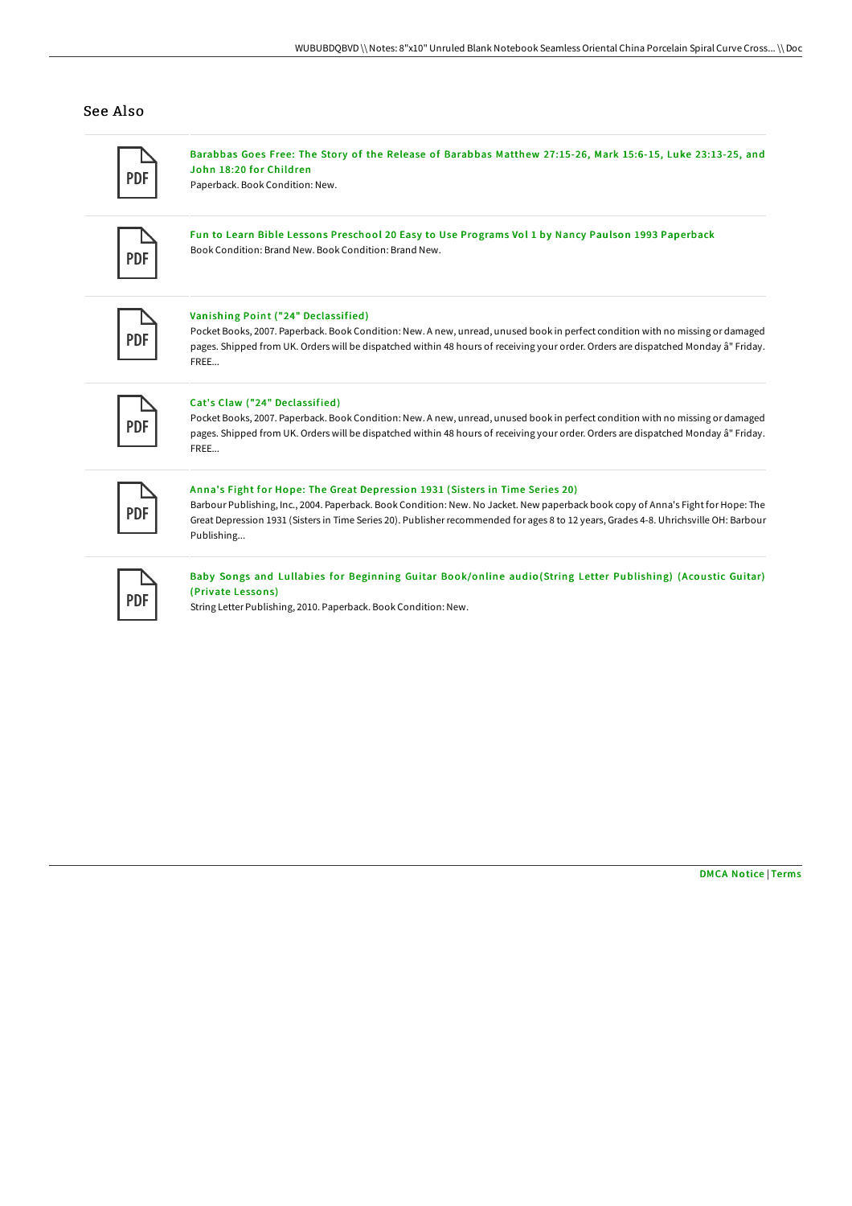## See Also

**Barabbas Goes Free: The Story of the Release of Barabbas Matthew 27:15-26, Mark 15:6-15, Luke 23:13-25, and John 18:20 for Children**
Paperback. Book Condition: New.

**Fun to Learn Bible Lessons Preschool 20 Easy to Use Programs Vol 1 by Nancy Paulson 1993 Paperback**
Book Condition: Brand New. Book Condition: Brand New.

**Vanishing Point ("24" Declassified)**
Pocket Books, 2007. Paperback. Book Condition: New. A new, unread, unused book in perfect condition with no missing or damaged pages. Shipped from UK. Orders will be dispatched within 48 hours of receiving your order. Orders are dispatched Monday â" Friday. FREE...

**Cat's Claw ("24" Declassified)**
Pocket Books, 2007. Paperback. Book Condition: New. A new, unread, unused book in perfect condition with no missing or damaged pages. Shipped from UK. Orders will be dispatched within 48 hours of receiving your order. Orders are dispatched Monday â" Friday. FREE...

**Anna's Fight for Hope: The Great Depression 1931 (Sisters in Time Series 20)**
Barbour Publishing, Inc., 2004. Paperback. Book Condition: New. No Jacket. New paperback book copy of Anna's Fight for Hope: The Great Depression 1931 (Sisters in Time Series 20). Publisher recommended for ages 8 to 12 years, Grades 4-8. Uhrichsville OH: Barbour Publishing...

**Baby Songs and Lullabies for Beginning Guitar Book/online audio(String Letter Publishing) (Acoustic Guitar) (Private Lessons)**
String Letter Publishing, 2010. Paperback. Book Condition: New.